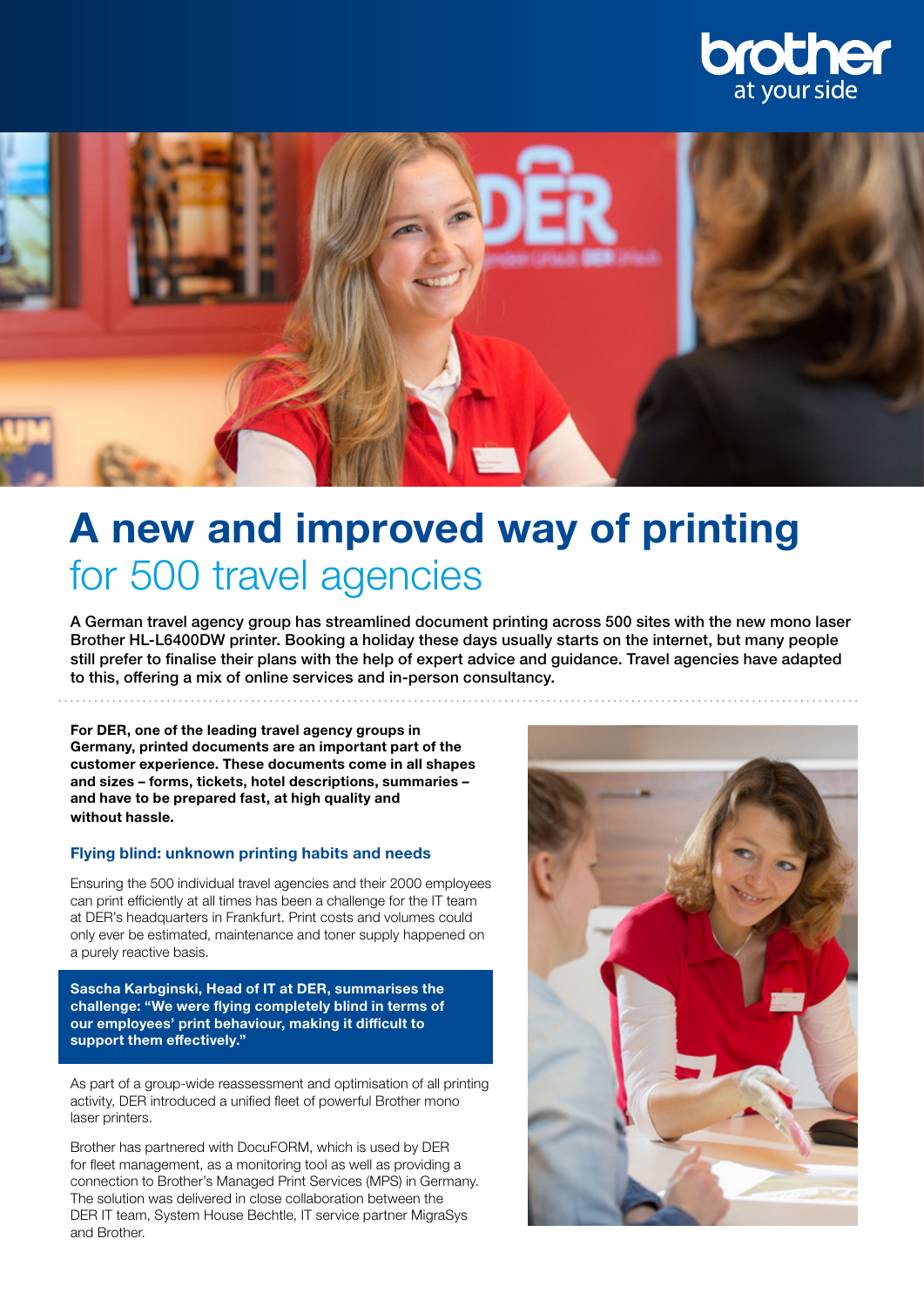# A new and improved way of printing for 500 travel agencies

A German travel agency group has streamlined document printing across 500 sites with the new mono laser Brother HL-L6400DW printer. Booking a holiday these days usually starts on the internet, but many people still prefer to finalise their plans with the help of expert advice and guidance. Travel agencies have adapted to this, offering a mix of online services and in-person consultancy.

**For DER, one of the leading travel agency groups in Germany, printed documents are an important part of the customer experience. These documents come in all shapes and sizes – forms, tickets, hotel descriptions, summaries – and have to be prepared fast, at high quality and without hassle.**

### Flying blind: unknown printing habits and needs

Ensuring the 500 individual travel agencies and their 2000 employees can print efficiently at all times has been a challenge for the IT team at DER's headquarters in Frankfurt. Print costs and volumes could only ever be estimated, maintenance and toner supply happened on a purely reactive basis.

**Sascha Karbginski, Head of IT at DER, summarises the challenge: "We were flying completely blind in terms of our employees' print behaviour, making it difficult to support them effectively."**

As part of a group-wide reassessment and optimisation of all printing activity, DER introduced a unified fleet of powerful Brother mono laser printers.

Brother has partnered with DocuFORM, which is used by DER for fleet management, as a monitoring tool as well as providing a connection to Brother's Managed Print Services (MPS) in Germany. The solution was delivered in close collaboration between the DER IT team, System House Bechtle, IT service partner MigraSys and Brother.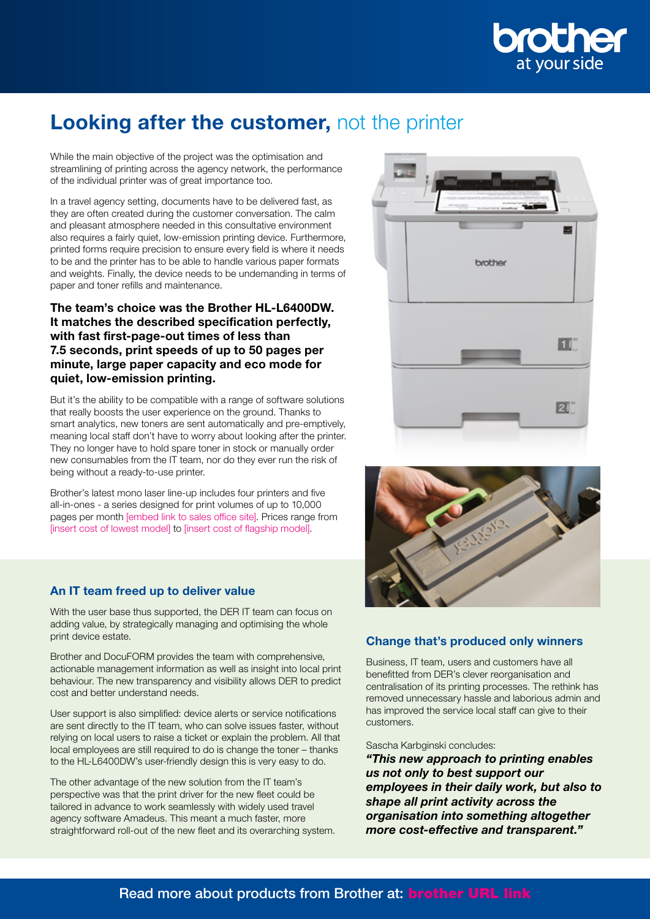# **Looking after the customer,** not the printer

While the main objective of the project was the optimisation and streamlining of printing across the agency network, the performance of the individual printer was of great importance too.

In a travel agency setting, documents have to be delivered fast, as they are often created during the customer conversation. The calm and pleasant atmosphere needed in this consultative environment also requires a fairly quiet, low-emission printing device. Furthermore, printed forms require precision to ensure every field is where it needs to be and the printer has to be able to handle various paper formats and weights. Finally, the device needs to be undemanding in terms of paper and toner refills and maintenance.

**The team's choice was the Brother HL-L6400DW. It matches the described specification perfectly, with fast first-page-out times of less than 7.5 seconds, print speeds of up to 50 pages per minute, large paper capacity and eco mode for quiet, low-emission printing.**

But it's the ability to be compatible with a range of software solutions that really boosts the user experience on the ground. Thanks to smart analytics, new toners are sent automatically and pre-emptively, meaning local staff don't have to worry about looking after the printer. They no longer have to hold spare toner in stock or manually order new consumables from the IT team, nor do they ever run the risk of being without a ready-to-use printer.

Brother's latest mono laser line-up includes four printers and five all-in-ones - a series designed for print volumes of up to 10,000 pages per month [embed link to sales office site]. Prices range from [insert cost of lowest model] to [insert cost of flagship model].

## An IT team freed up to deliver value

With the user base thus supported, the DER IT team can focus on adding value, by strategically managing and optimising the whole print device estate.

Brother and DocuFORM provides the team with comprehensive, actionable management information as well as insight into local print behaviour. The new transparency and visibility allows DER to predict cost and better understand needs.

User support is also simplified: device alerts or service notifications are sent directly to the IT team, who can solve issues faster, without relying on local users to raise a ticket or explain the problem. All that local employees are still required to do is change the toner – thanks to the HL-L6400DW's user-friendly design this is very easy to do.

The other advantage of the new solution from the IT team's perspective was that the print driver for the new fleet could be tailored in advance to work seamlessly with widely used travel agency software Amadeus. This meant a much faster, more straightforward roll-out of the new fleet and its overarching system.

## Change that's produced only winners

Business, IT team, users and customers have all benefitted from DER's clever reorganisation and centralisation of its printing processes. The rethink has removed unnecessary hassle and laborious admin and has improved the service local staff can give to their customers.

Sascha Karbginski concludes:

***"This new approach to printing enables us not only to best support our employees in their daily work, but also to shape all print activity across the organisation into something altogether more cost-effective and transparent."***

Read more about products from Brother at: **brother URL link**